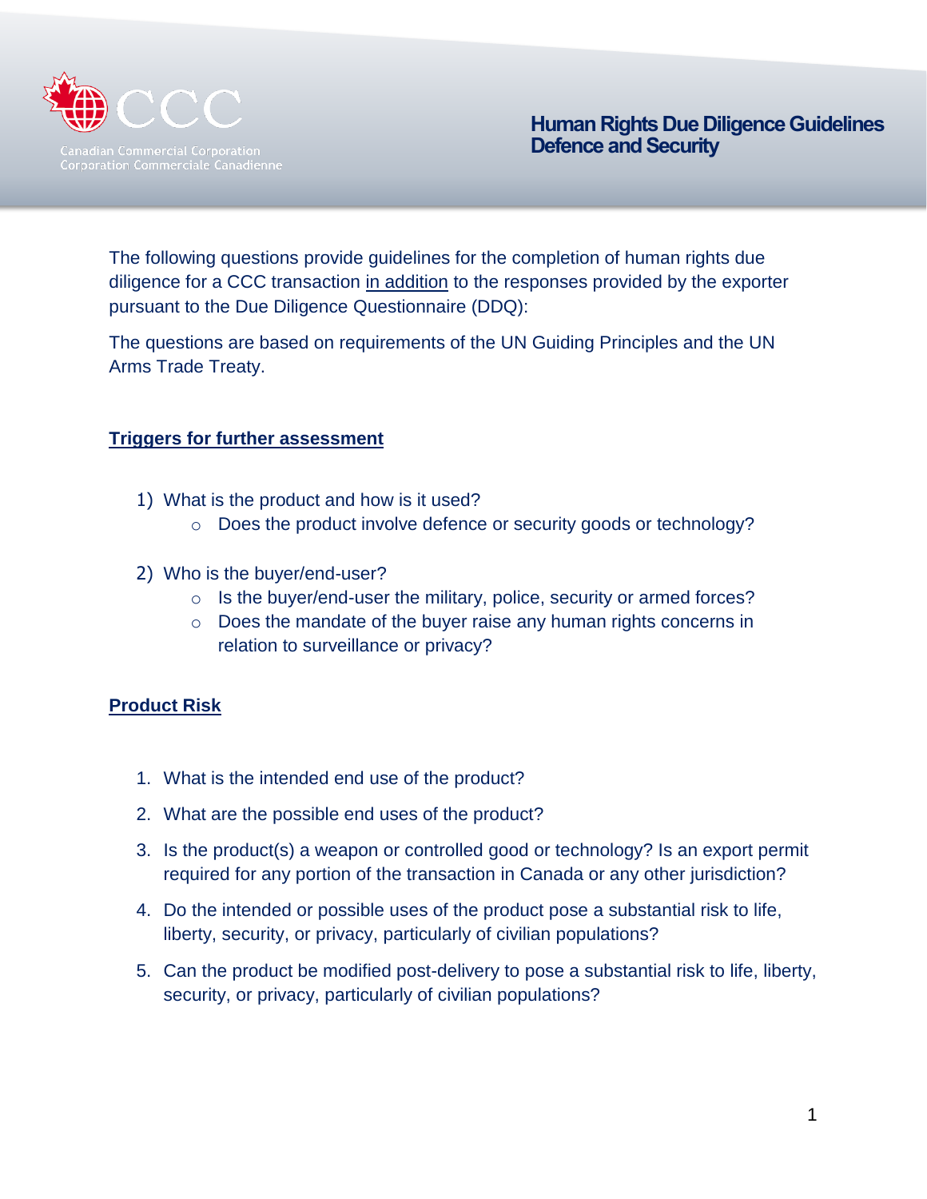# Human Rights Due Diligence Guidelines Defence and Security

Canadian Commercial Corporation
Corporation Commerciale Canadienne

The following questions provide guidelines for the completion of human rights due diligence for a CCC transaction in addition to the responses provided by the exporter pursuant to the Due Diligence Questionnaire (DDQ):

The questions are based on requirements of the UN Guiding Principles and the UN Arms Trade Treaty.

## Triggers for further assessment

1) What is the product and how is it used?
   - Does the product involve defence or security goods or technology?

2) Who is the buyer/end-user?
   - Is the buyer/end-user the military, police, security or armed forces?
   - Does the mandate of the buyer raise any human rights concerns in relation to surveillance or privacy?

## Product Risk

1. What is the intended end use of the product?
2. What are the possible end uses of the product?
3. Is the product(s) a weapon or controlled good or technology? Is an export permit required for any portion of the transaction in Canada or any other jurisdiction?
4. Do the intended or possible uses of the product pose a substantial risk to life, liberty, security, or privacy, particularly of civilian populations?
5. Can the product be modified post-delivery to pose a substantial risk to life, liberty, security, or privacy, particularly of civilian populations?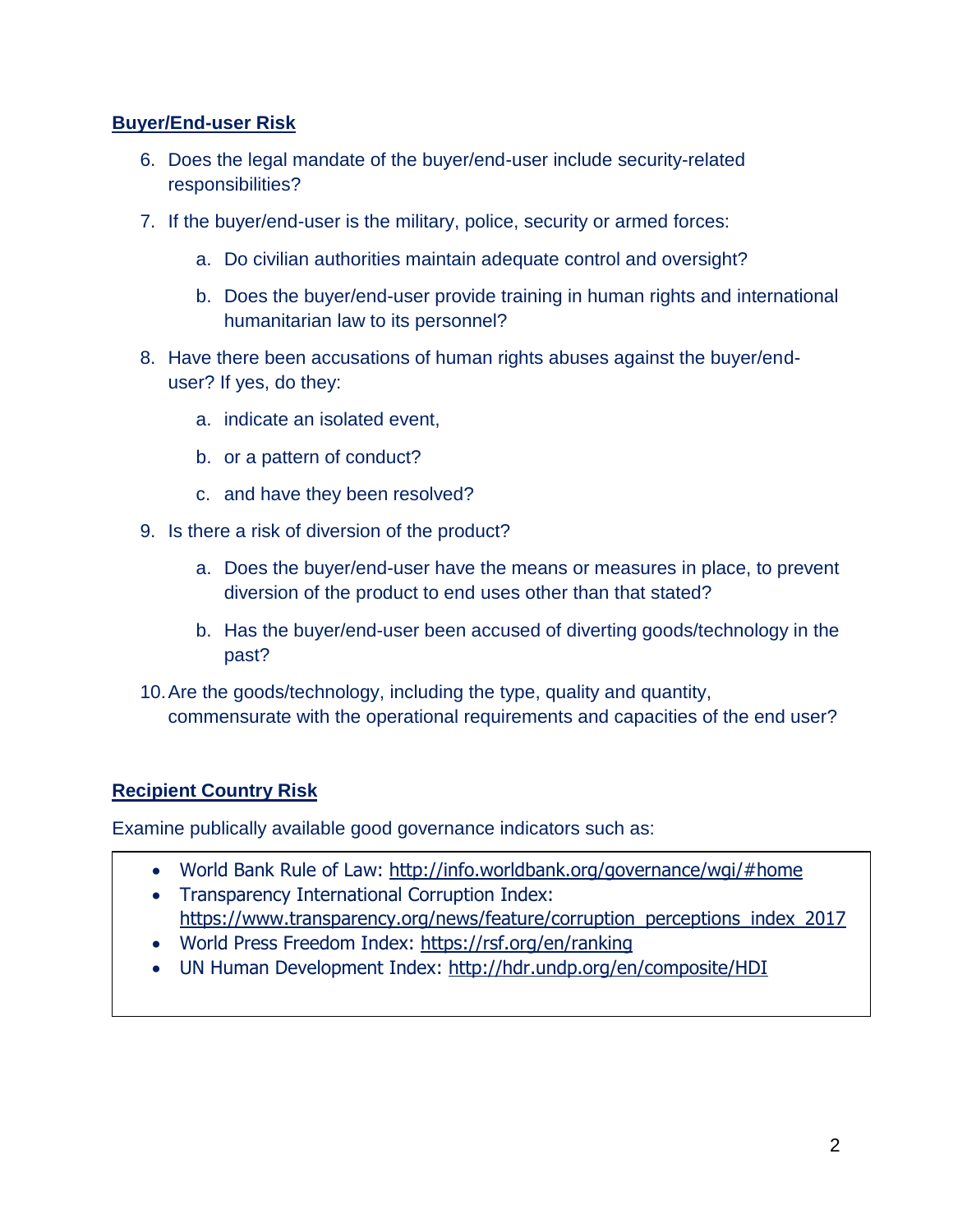## Buyer/End-user Risk

6. Does the legal mandate of the buyer/end-user include security-related responsibilities?
7. If the buyer/end-user is the military, police, security or armed forces:
   a. Do civilian authorities maintain adequate control and oversight?
   b. Does the buyer/end-user provide training in human rights and international humanitarian law to its personnel?
8. Have there been accusations of human rights abuses against the buyer/end-user? If yes, do they:
   a. indicate an isolated event,
   b. or a pattern of conduct?
   c. and have they been resolved?
9. Is there a risk of diversion of the product?
   a. Does the buyer/end-user have the means or measures in place, to prevent diversion of the product to end uses other than that stated?
   b. Has the buyer/end-user been accused of diverting goods/technology in the past?
10. Are the goods/technology, including the type, quality and quantity, commensurate with the operational requirements and capacities of the end user?

## Recipient Country Risk

Examine publically available good governance indicators such as:

- World Bank Rule of Law: http://info.worldbank.org/governance/wgi/#home
- Transparency International Corruption Index: https://www.transparency.org/news/feature/corruption_perceptions_index_2017
- World Press Freedom Index: https://rsf.org/en/ranking
- UN Human Development Index: http://hdr.undp.org/en/composite/HDI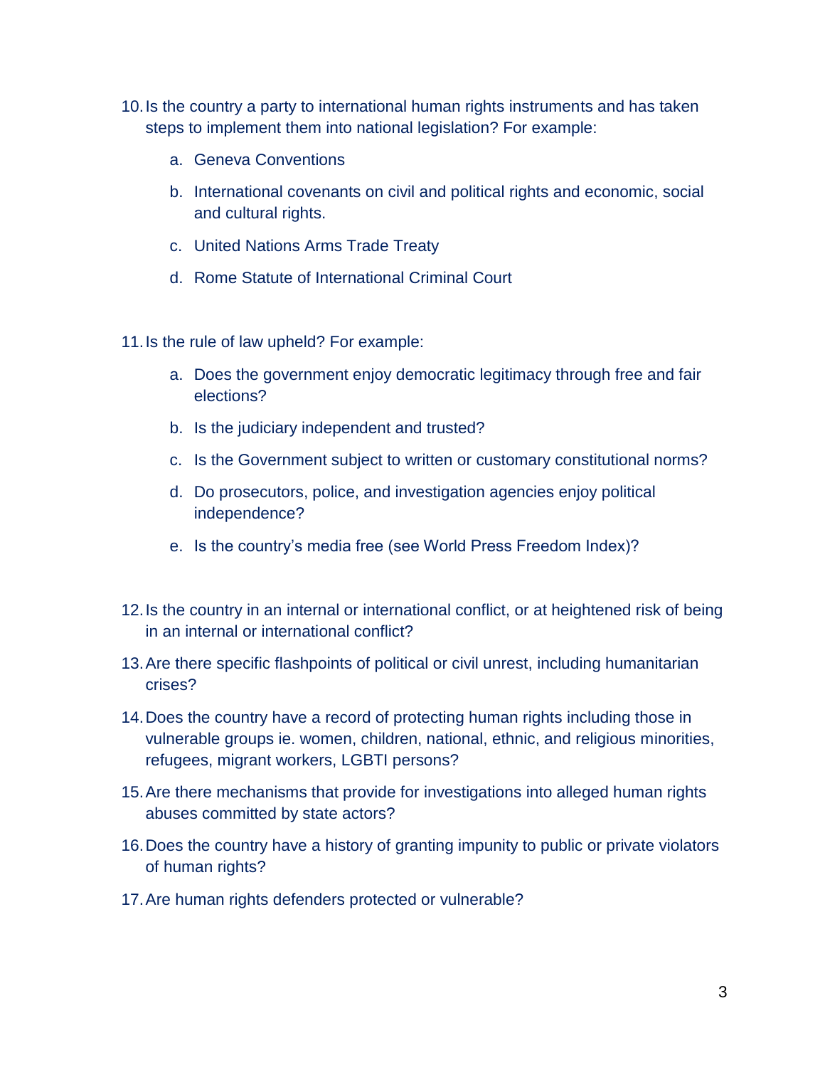10. Is the country a party to international human rights instruments and has taken steps to implement them into national legislation? For example:

    a. Geneva Conventions

    b. International covenants on civil and political rights and economic, social and cultural rights.

    c. United Nations Arms Trade Treaty

    d. Rome Statute of International Criminal Court

11. Is the rule of law upheld? For example:

    a. Does the government enjoy democratic legitimacy through free and fair elections?

    b. Is the judiciary independent and trusted?

    c. Is the Government subject to written or customary constitutional norms?

    d. Do prosecutors, police, and investigation agencies enjoy political independence?

    e. Is the country's media free (see World Press Freedom Index)?

12. Is the country in an internal or international conflict, or at heightened risk of being in an internal or international conflict?

13. Are there specific flashpoints of political or civil unrest, including humanitarian crises?

14. Does the country have a record of protecting human rights including those in vulnerable groups ie. women, children, national, ethnic, and religious minorities, refugees, migrant workers, LGBTI persons?

15. Are there mechanisms that provide for investigations into alleged human rights abuses committed by state actors?

16. Does the country have a history of granting impunity to public or private violators of human rights?

17. Are human rights defenders protected or vulnerable?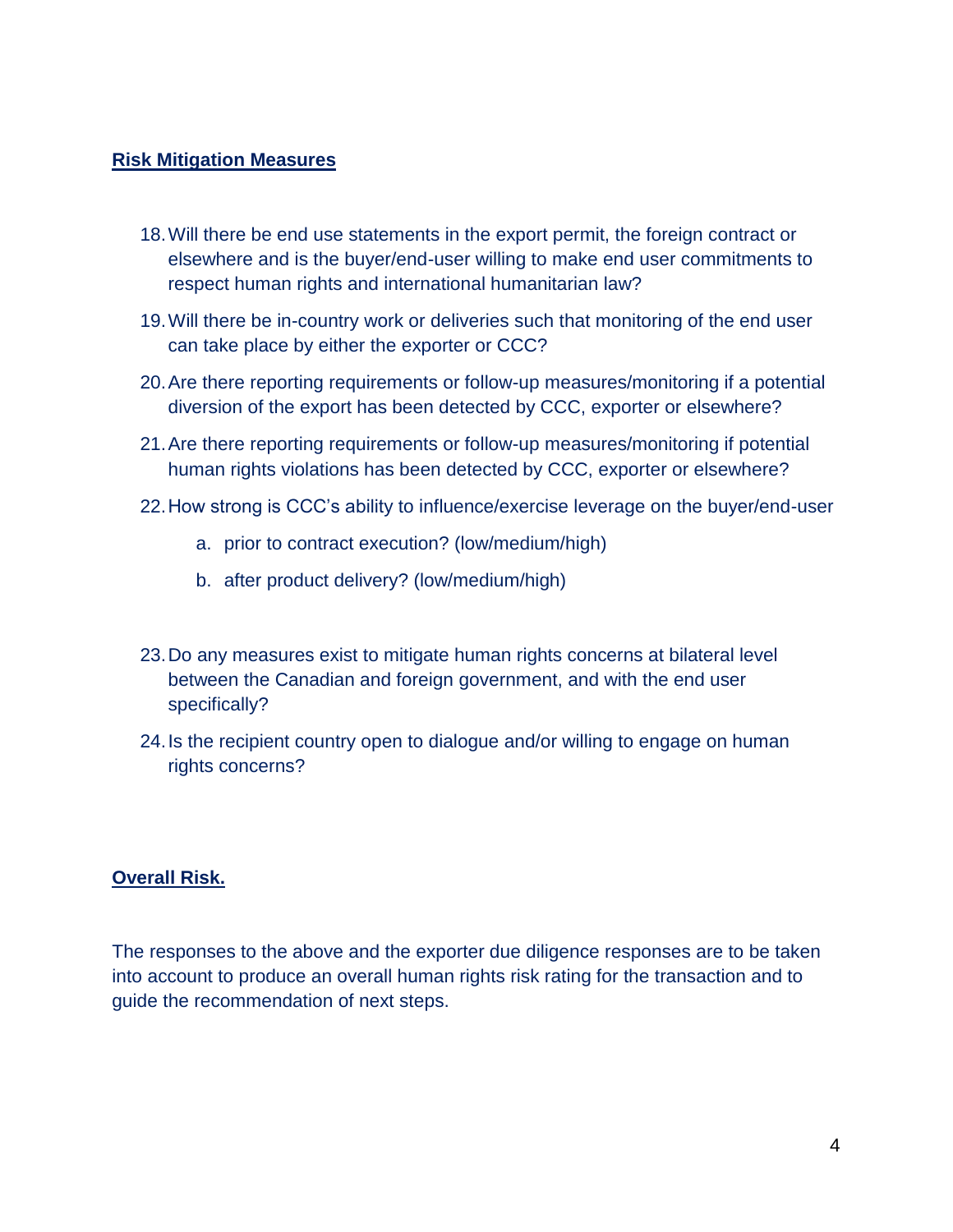**Risk Mitigation Measures**

18. Will there be end use statements in the export permit, the foreign contract or elsewhere and is the buyer/end-user willing to make end user commitments to respect human rights and international humanitarian law?
19. Will there be in-country work or deliveries such that monitoring of the end user can take place by either the exporter or CCC?
20. Are there reporting requirements or follow-up measures/monitoring if a potential diversion of the export has been detected by CCC, exporter or elsewhere?
21. Are there reporting requirements or follow-up measures/monitoring if potential human rights violations has been detected by CCC, exporter or elsewhere?
22. How strong is CCC's ability to influence/exercise leverage on the buyer/end-user
    a. prior to contract execution? (low/medium/high)
    b. after product delivery? (low/medium/high)
23. Do any measures exist to mitigate human rights concerns at bilateral level between the Canadian and foreign government, and with the end user specifically?
24. Is the recipient country open to dialogue and/or willing to engage on human rights concerns?

**Overall Risk.**

The responses to the above and the exporter due diligence responses are to be taken into account to produce an overall human rights risk rating for the transaction and to guide the recommendation of next steps.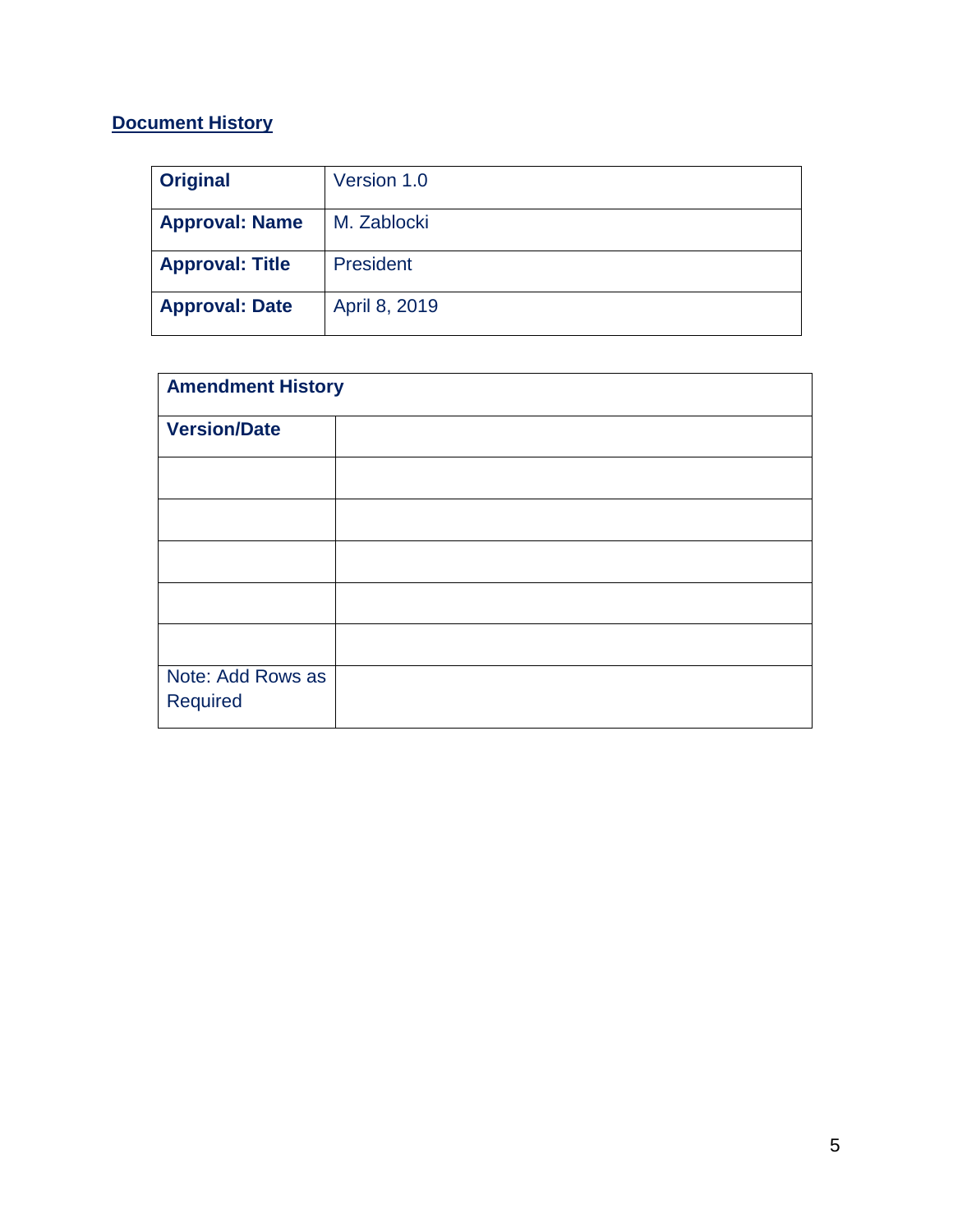## Document History

| | |
|---|---|
| **Original** | Version 1.0 |
| **Approval: Name** | M. Zablocki |
| **Approval: Title** | President |
| **Approval: Date** | April 8, 2019 |

| **Amendment History** | |
|---|---|
| **Version/Date** | |
| | |
| | |
| | |
| | |
| | |
| Note: Add Rows as Required | |